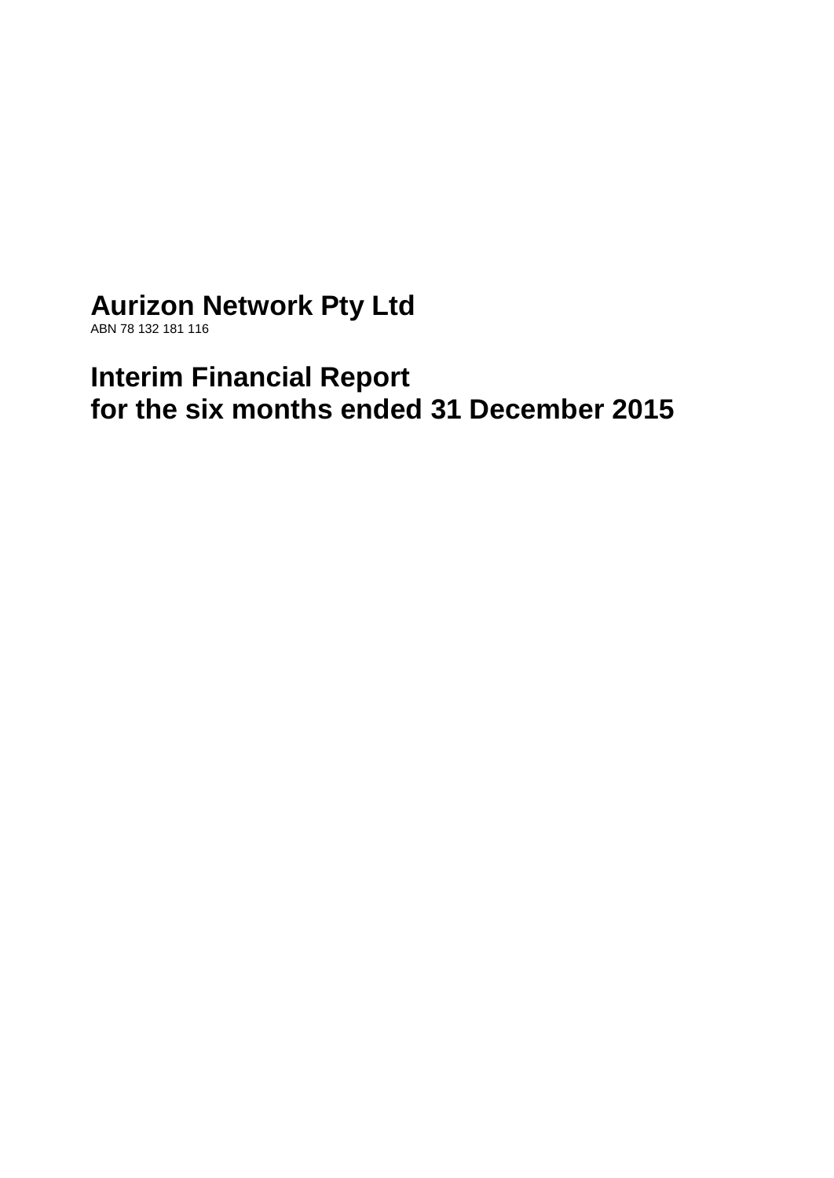# Aurizon Network Pty Ltd

ABN 78 132 181 116

# Interim Financial Report
# for the six months ended 31 December 2015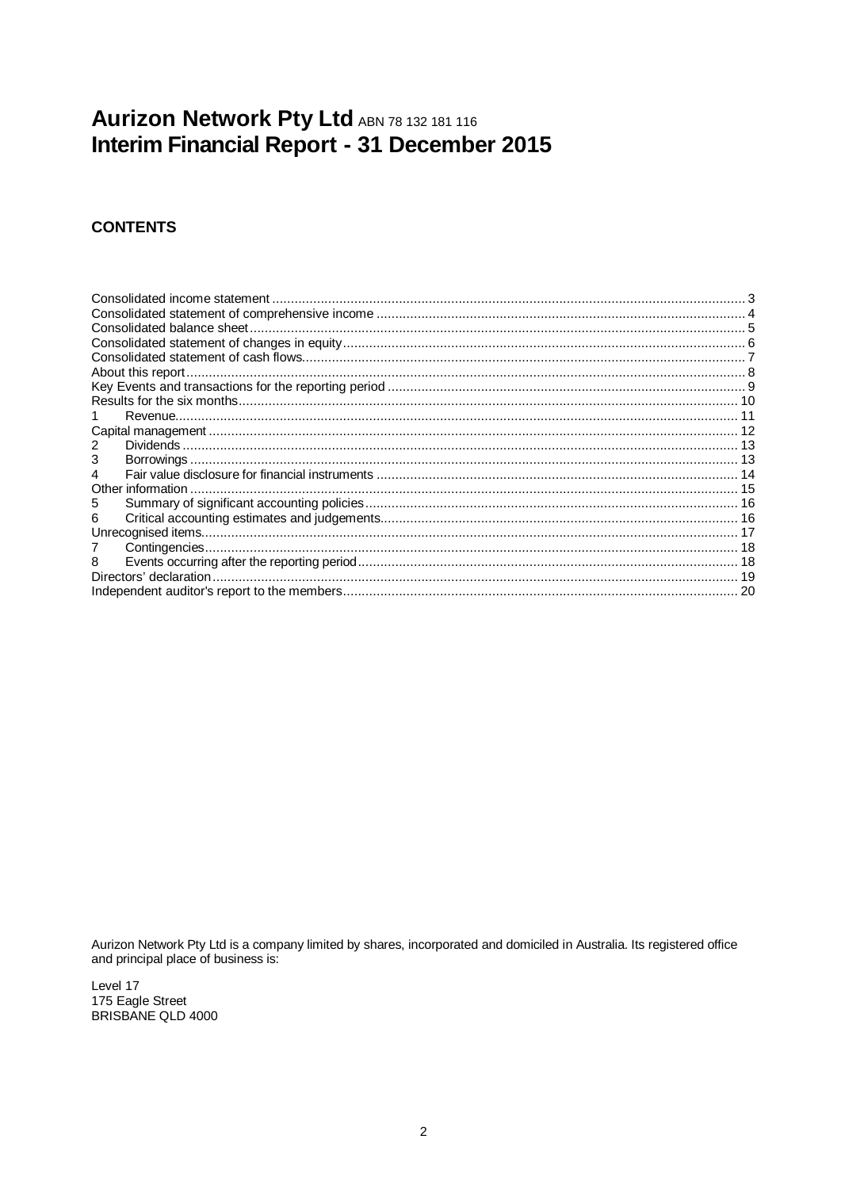# Aurizon Network Pty Ltd ABN 78 132 181 116
# Interim Financial Report - 31 December 2015

## CONTENTS

| | | |
|---|---|---|
| Consolidated income statement | | 3 |
| Consolidated statement of comprehensive income | | 4 |
| Consolidated balance sheet | | 5 |
| Consolidated statement of changes in equity | | 6 |
| Consolidated statement of cash flows | | 7 |
| About this report | | 8 |
| Key Events and transactions for the reporting period | | 9 |
| Results for the six months | | 10 |
| 1 | Revenue | 11 |
| Capital management | | 12 |
| 2 | Dividends | 13 |
| 3 | Borrowings | 13 |
| 4 | Fair value disclosure for financial instruments | 14 |
| Other information | | 15 |
| 5 | Summary of significant accounting policies | 16 |
| 6 | Critical accounting estimates and judgements | 16 |
| Unrecognised items | | 17 |
| 7 | Contingencies | 18 |
| 8 | Events occurring after the reporting period | 18 |
| Directors' declaration | | 19 |
| Independent auditor's report to the members | | 20 |

Aurizon Network Pty Ltd is a company limited by shares, incorporated and domiciled in Australia. Its registered office and principal place of business is:

Level 17
175 Eagle Street
BRISBANE QLD 4000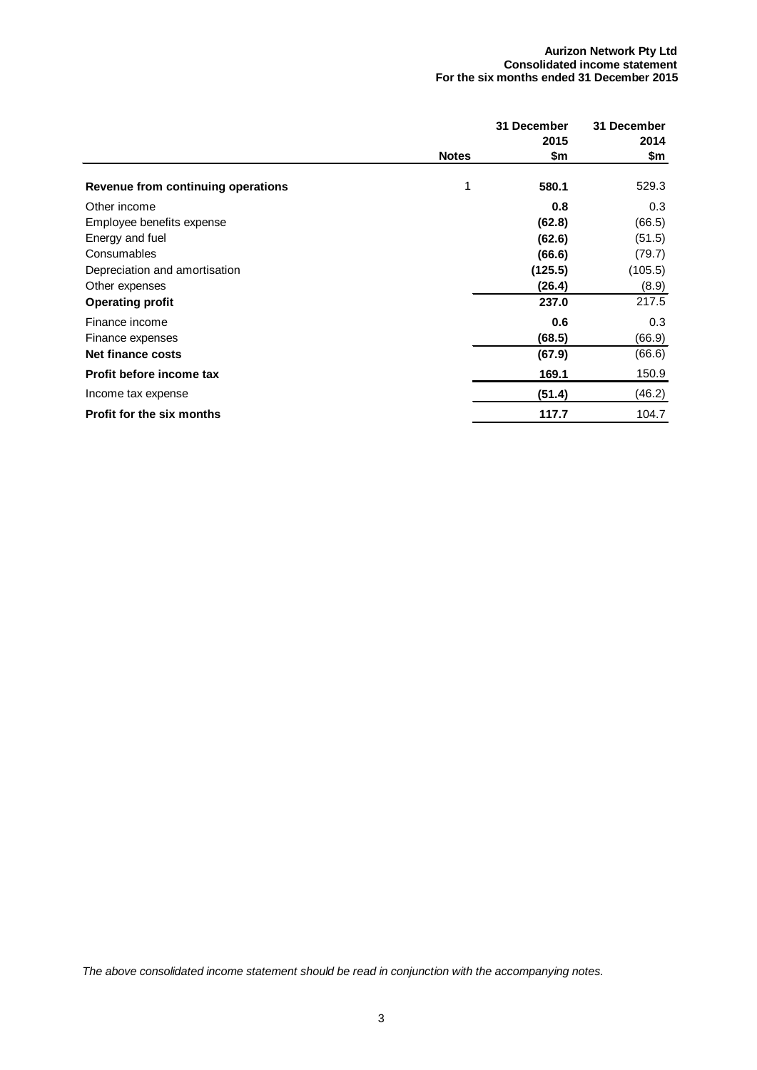**Aurizon Network Pty Ltd**
**Consolidated income statement**
**For the six months ended 31 December 2015**

| | Notes | 31 December 2015 $m | 31 December 2014 $m |
|---|---|---|---|
| **Revenue from continuing operations** | 1 | **580.1** | 529.3 |
| Other income | | **0.8** | 0.3 |
| Employee benefits expense | | **(62.8)** | (66.5) |
| Energy and fuel | | **(62.6)** | (51.5) |
| Consumables | | **(66.6)** | (79.7) |
| Depreciation and amortisation | | **(125.5)** | (105.5) |
| Other expenses | | **(26.4)** | (8.9) |
| **Operating profit** | | **237.0** | 217.5 |
| Finance income | | **0.6** | 0.3 |
| Finance expenses | | **(68.5)** | (66.9) |
| **Net finance costs** | | **(67.9)** | (66.6) |
| **Profit before income tax** | | **169.1** | 150.9 |
| Income tax expense | | **(51.4)** | (46.2) |
| **Profit for the six months** | | **117.7** | 104.7 |

*The above consolidated income statement should be read in conjunction with the accompanying notes.*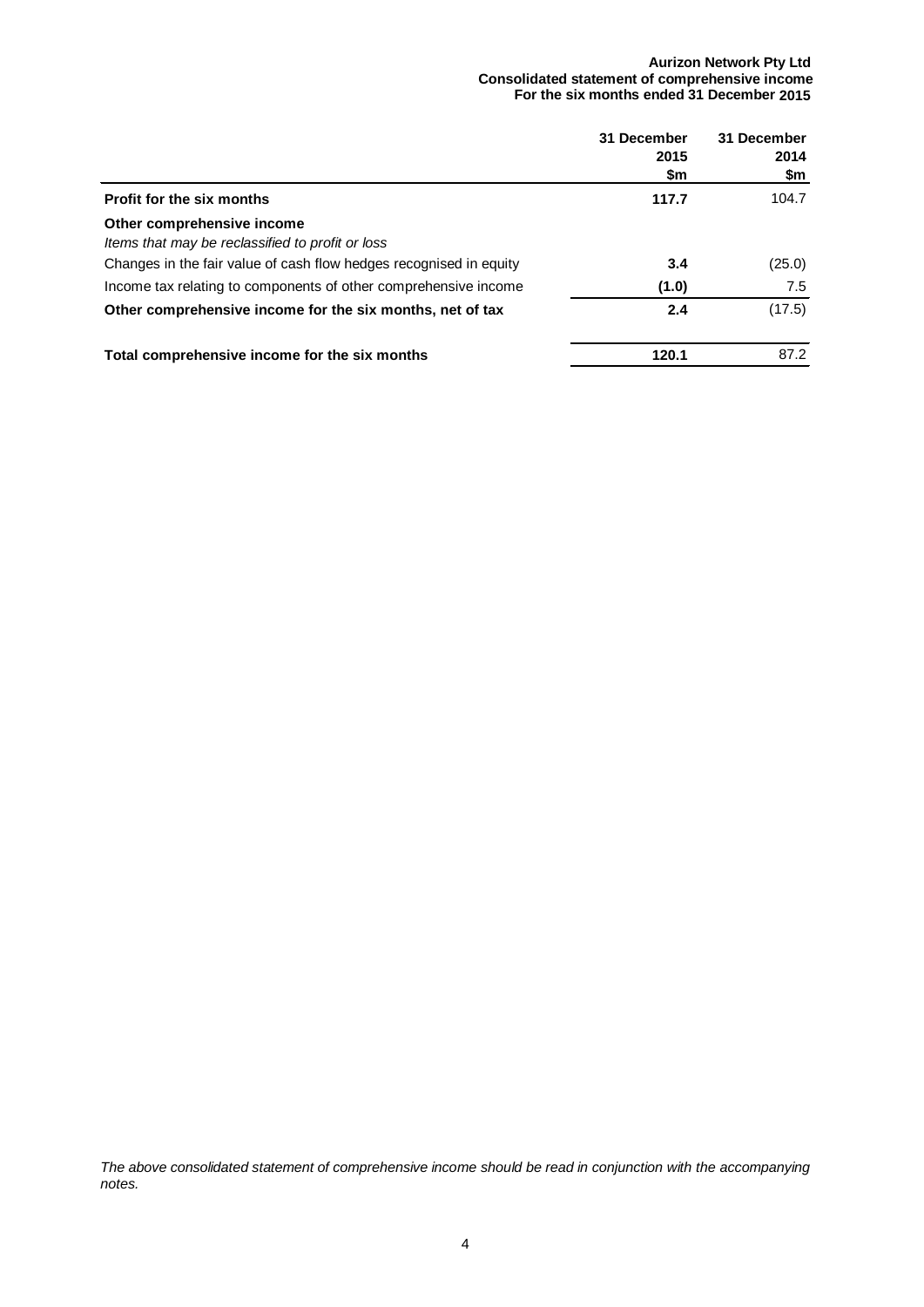**Aurizon Network Pty Ltd**
**Consolidated statement of comprehensive income**
**For the six months ended 31 December 2015**

| | 31 December 2015 $m | 31 December 2014 $m |
|---|---|---|
| **Profit for the six months** | **117.7** | 104.7 |
| **Other comprehensive income** | | |
| *Items that may be reclassified to profit or loss* | | |
| Changes in the fair value of cash flow hedges recognised in equity | **3.4** | (25.0) |
| Income tax relating to components of other comprehensive income | **(1.0)** | 7.5 |
| **Other comprehensive income for the six months, net of tax** | **2.4** | (17.5) |
| **Total comprehensive income for the six months** | **120.1** | 87.2 |

*The above consolidated statement of comprehensive income should be read in conjunction with the accompanying notes.*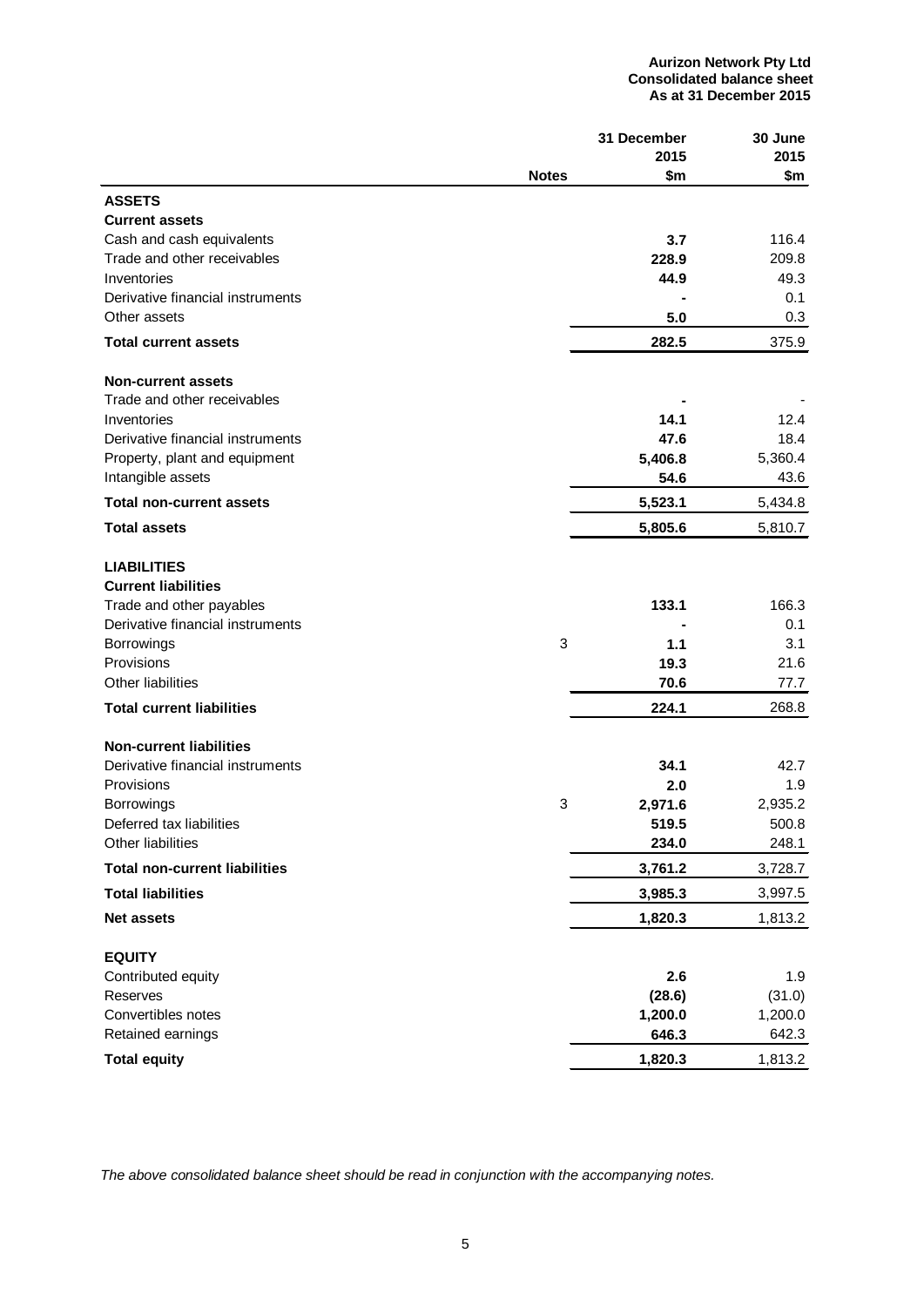**Aurizon Network Pty Ltd**
**Consolidated balance sheet**
**As at 31 December 2015**

| | Notes | 31 December 2015 $m | 30 June 2015 $m |
|---|---|---|---|
| **ASSETS** | | | |
| **Current assets** | | | |
| Cash and cash equivalents | | **3.7** | 116.4 |
| Trade and other receivables | | **228.9** | 209.8 |
| Inventories | | **44.9** | 49.3 |
| Derivative financial instruments | | **-** | 0.1 |
| Other assets | | **5.0** | 0.3 |
| **Total current assets** | | **282.5** | 375.9 |
| **Non-current assets** | | | |
| Trade and other receivables | | **-** | - |
| Inventories | | **14.1** | 12.4 |
| Derivative financial instruments | | **47.6** | 18.4 |
| Property, plant and equipment | | **5,406.8** | 5,360.4 |
| Intangible assets | | **54.6** | 43.6 |
| **Total non-current assets** | | **5,523.1** | 5,434.8 |
| **Total assets** | | **5,805.6** | 5,810.7 |
| **LIABILITIES** | | | |
| **Current liabilities** | | | |
| Trade and other payables | | **133.1** | 166.3 |
| Derivative financial instruments | | **-** | 0.1 |
| Borrowings | 3 | **1.1** | 3.1 |
| Provisions | | **19.3** | 21.6 |
| Other liabilities | | **70.6** | 77.7 |
| **Total current liabilities** | | **224.1** | 268.8 |
| **Non-current liabilities** | | | |
| Derivative financial instruments | | **34.1** | 42.7 |
| Provisions | | **2.0** | 1.9 |
| Borrowings | 3 | **2,971.6** | 2,935.2 |
| Deferred tax liabilities | | **519.5** | 500.8 |
| Other liabilities | | **234.0** | 248.1 |
| **Total non-current liabilities** | | **3,761.2** | 3,728.7 |
| **Total liabilities** | | **3,985.3** | 3,997.5 |
| **Net assets** | | **1,820.3** | 1,813.2 |
| **EQUITY** | | | |
| Contributed equity | | **2.6** | 1.9 |
| Reserves | | **(28.6)** | (31.0) |
| Convertibles notes | | **1,200.0** | 1,200.0 |
| Retained earnings | | **646.3** | 642.3 |
| **Total equity** | | **1,820.3** | 1,813.2 |

*The above consolidated balance sheet should be read in conjunction with the accompanying notes.*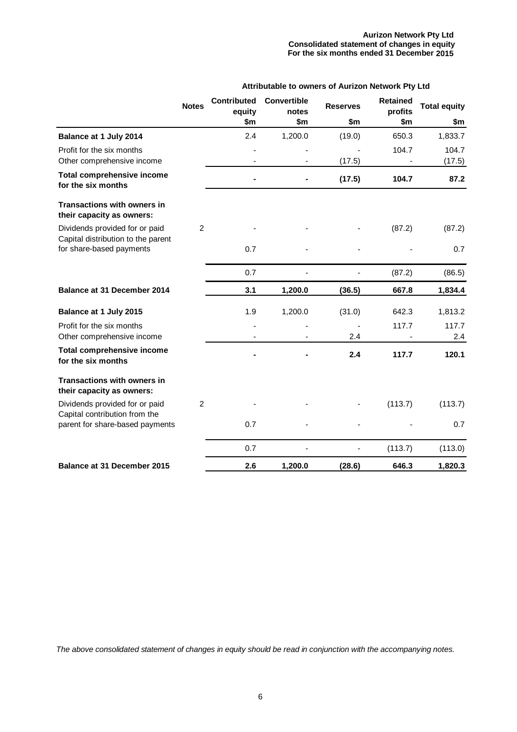**Aurizon Network Pty Ltd**
**Consolidated statement of changes in equity**
**For the six months ended 31 December 2015**

| | Notes | Attributable to owners of Aurizon Network Pty Ltd | | | | |
|---|---|---|---|---|---|---|
| | | **Contributed equity** | **Convertible notes** | **Reserves** | **Retained profits** | **Total equity** |
| | | **$m** | **$m** | **$m** | **$m** | **$m** |
| **Balance at 1 July 2014** | | 2.4 | 1,200.0 | (19.0) | 650.3 | 1,833.7 |
| Profit for the six months | | - | - | - | 104.7 | 104.7 |
| Other comprehensive income | | - | - | (17.5) | - | (17.5) |
| **Total comprehensive income for the six months** | | **-** | **-** | **(17.5)** | **104.7** | **87.2** |
| **Transactions with owners in their capacity as owners:** | | | | | | |
| Dividends provided for or paid | 2 | - | - | - | (87.2) | (87.2) |
| Capital distribution to the parent for share-based payments | | 0.7 | - | - | - | 0.7 |
| | | 0.7 | - | - | (87.2) | (86.5) |
| **Balance at 31 December 2014** | | **3.1** | **1,200.0** | **(36.5)** | **667.8** | **1,834.4** |
| **Balance at 1 July 2015** | | 1.9 | 1,200.0 | (31.0) | 642.3 | 1,813.2 |
| Profit for the six months | | - | - | - | 117.7 | 117.7 |
| Other comprehensive income | | - | - | 2.4 | - | 2.4 |
| **Total comprehensive income for the six months** | | **-** | **-** | **2.4** | **117.7** | **120.1** |
| **Transactions with owners in their capacity as owners:** | | | | | | |
| Dividends provided for or paid | 2 | - | - | - | (113.7) | (113.7) |
| Capital contribution from the parent for share-based payments | | 0.7 | - | - | - | 0.7 |
| | | 0.7 | - | - | (113.7) | (113.0) |
| **Balance at 31 December 2015** | | **2.6** | **1,200.0** | **(28.6)** | **646.3** | **1,820.3** |

*The above consolidated statement of changes in equity should be read in conjunction with the accompanying notes.*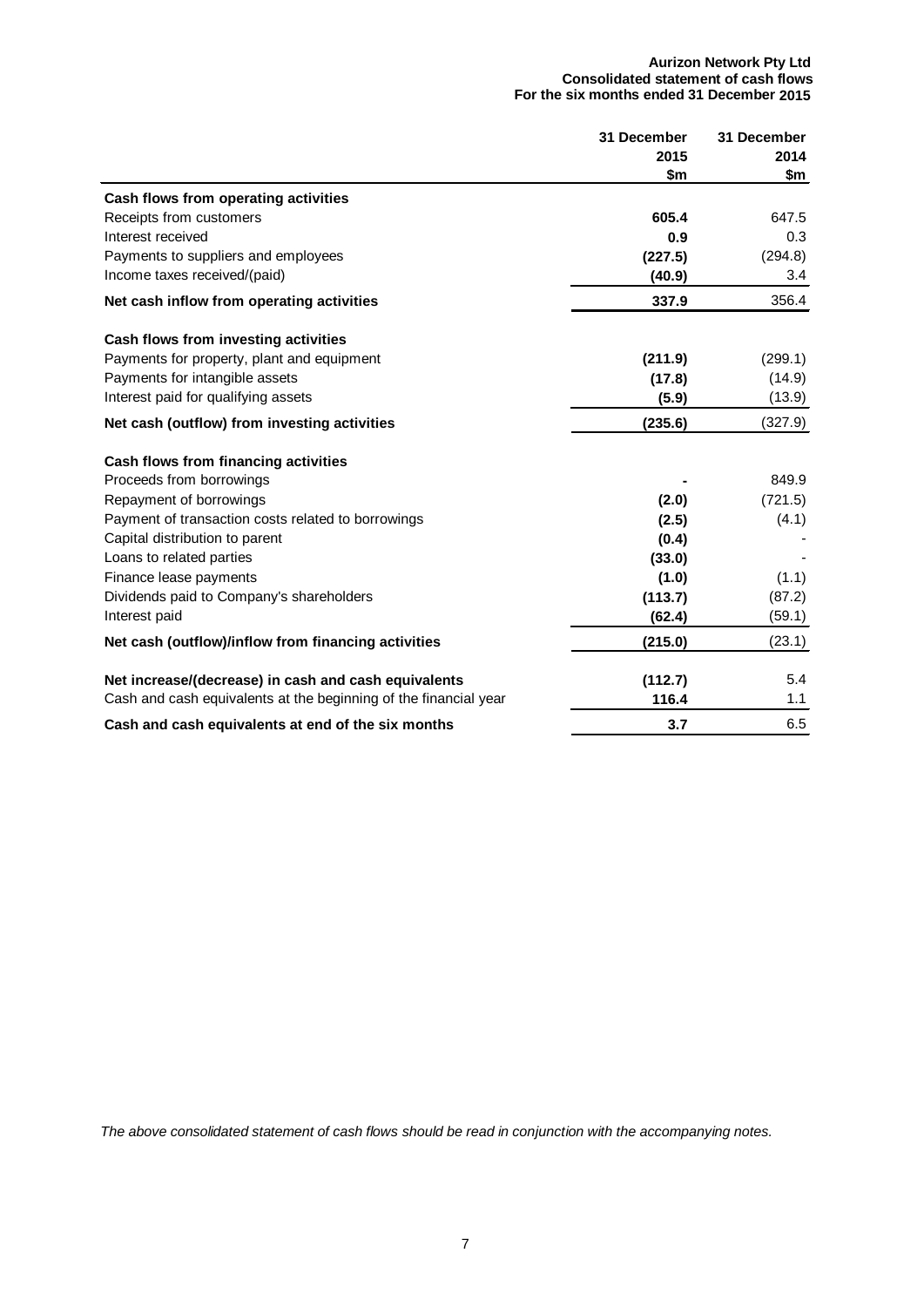**Aurizon Network Pty Ltd**
**Consolidated statement of cash flows**
**For the six months ended 31 December 2015**

| | 31 December 2015 $m | 31 December 2014 $m |
|---|---|---|
| **Cash flows from operating activities** | | |
| Receipts from customers | **605.4** | 647.5 |
| Interest received | **0.9** | 0.3 |
| Payments to suppliers and employees | **(227.5)** | (294.8) |
| Income taxes received/(paid) | **(40.9)** | 3.4 |
| **Net cash inflow from operating activities** | **337.9** | 356.4 |
| | | |
| **Cash flows from investing activities** | | |
| Payments for property, plant and equipment | **(211.9)** | (299.1) |
| Payments for intangible assets | **(17.8)** | (14.9) |
| Interest paid for qualifying assets | **(5.9)** | (13.9) |
| **Net cash (outflow) from investing activities** | **(235.6)** | (327.9) |
| | | |
| **Cash flows from financing activities** | | |
| Proceeds from borrowings | **-** | 849.9 |
| Repayment of borrowings | **(2.0)** | (721.5) |
| Payment of transaction costs related to borrowings | **(2.5)** | (4.1) |
| Capital distribution to parent | **(0.4)** | - |
| Loans to related parties | **(33.0)** | - |
| Finance lease payments | **(1.0)** | (1.1) |
| Dividends paid to Company's shareholders | **(113.7)** | (87.2) |
| Interest paid | **(62.4)** | (59.1) |
| **Net cash (outflow)/inflow from financing activities** | **(215.0)** | (23.1) |
| | | |
| **Net increase/(decrease) in cash and cash equivalents** | **(112.7)** | 5.4 |
| Cash and cash equivalents at the beginning of the financial year | **116.4** | 1.1 |
| **Cash and cash equivalents at end of the six months** | **3.7** | 6.5 |

*The above consolidated statement of cash flows should be read in conjunction with the accompanying notes.*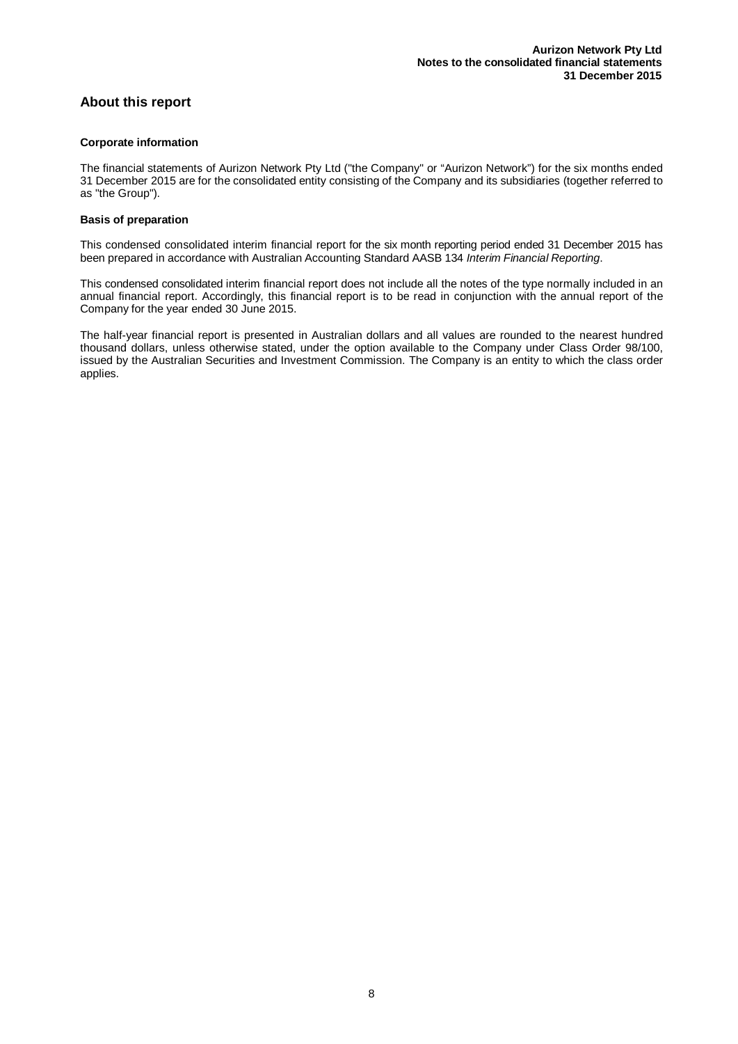## About this report

### Corporate information

The financial statements of Aurizon Network Pty Ltd ("the Company" or "Aurizon Network") for the six months ended 31 December 2015 are for the consolidated entity consisting of the Company and its subsidiaries (together referred to as "the Group").

### Basis of preparation

This condensed consolidated interim financial report for the six month reporting period ended 31 December 2015 has been prepared in accordance with Australian Accounting Standard AASB 134 *Interim Financial Reporting*.

This condensed consolidated interim financial report does not include all the notes of the type normally included in an annual financial report. Accordingly, this financial report is to be read in conjunction with the annual report of the Company for the year ended 30 June 2015.

The half-year financial report is presented in Australian dollars and all values are rounded to the nearest hundred thousand dollars, unless otherwise stated, under the option available to the Company under Class Order 98/100, issued by the Australian Securities and Investment Commission. The Company is an entity to which the class order applies.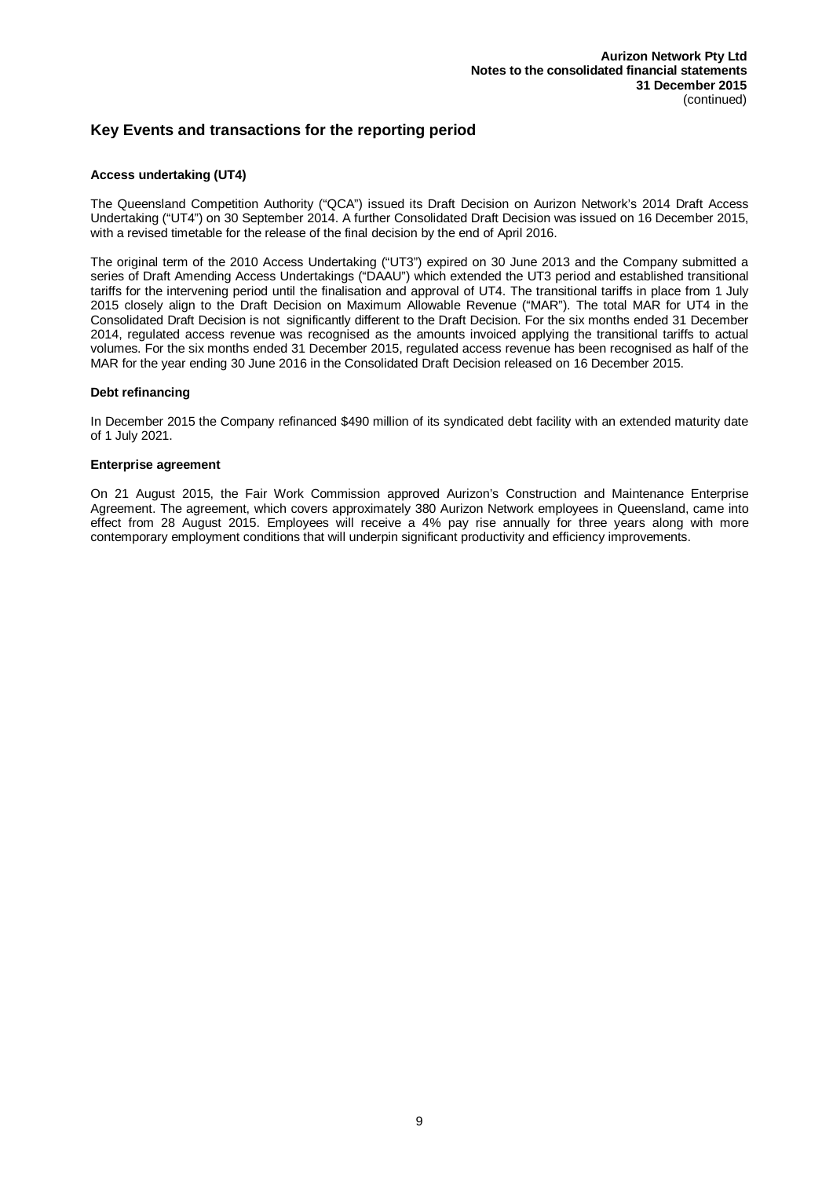## Key Events and transactions for the reporting period

### Access undertaking (UT4)

The Queensland Competition Authority ("QCA") issued its Draft Decision on Aurizon Network's 2014 Draft Access Undertaking ("UT4") on 30 September 2014. A further Consolidated Draft Decision was issued on 16 December 2015, with a revised timetable for the release of the final decision by the end of April 2016.

The original term of the 2010 Access Undertaking ("UT3") expired on 30 June 2013 and the Company submitted a series of Draft Amending Access Undertakings ("DAAU") which extended the UT3 period and established transitional tariffs for the intervening period until the finalisation and approval of UT4. The transitional tariffs in place from 1 July 2015 closely align to the Draft Decision on Maximum Allowable Revenue ("MAR"). The total MAR for UT4 in the Consolidated Draft Decision is not significantly different to the Draft Decision. For the six months ended 31 December 2014, regulated access revenue was recognised as the amounts invoiced applying the transitional tariffs to actual volumes. For the six months ended 31 December 2015, regulated access revenue has been recognised as half of the MAR for the year ending 30 June 2016 in the Consolidated Draft Decision released on 16 December 2015.

### Debt refinancing

In December 2015 the Company refinanced $490 million of its syndicated debt facility with an extended maturity date of 1 July 2021.

### Enterprise agreement

On 21 August 2015, the Fair Work Commission approved Aurizon's Construction and Maintenance Enterprise Agreement. The agreement, which covers approximately 380 Aurizon Network employees in Queensland, came into effect from 28 August 2015. Employees will receive a 4% pay rise annually for three years along with more contemporary employment conditions that will underpin significant productivity and efficiency improvements.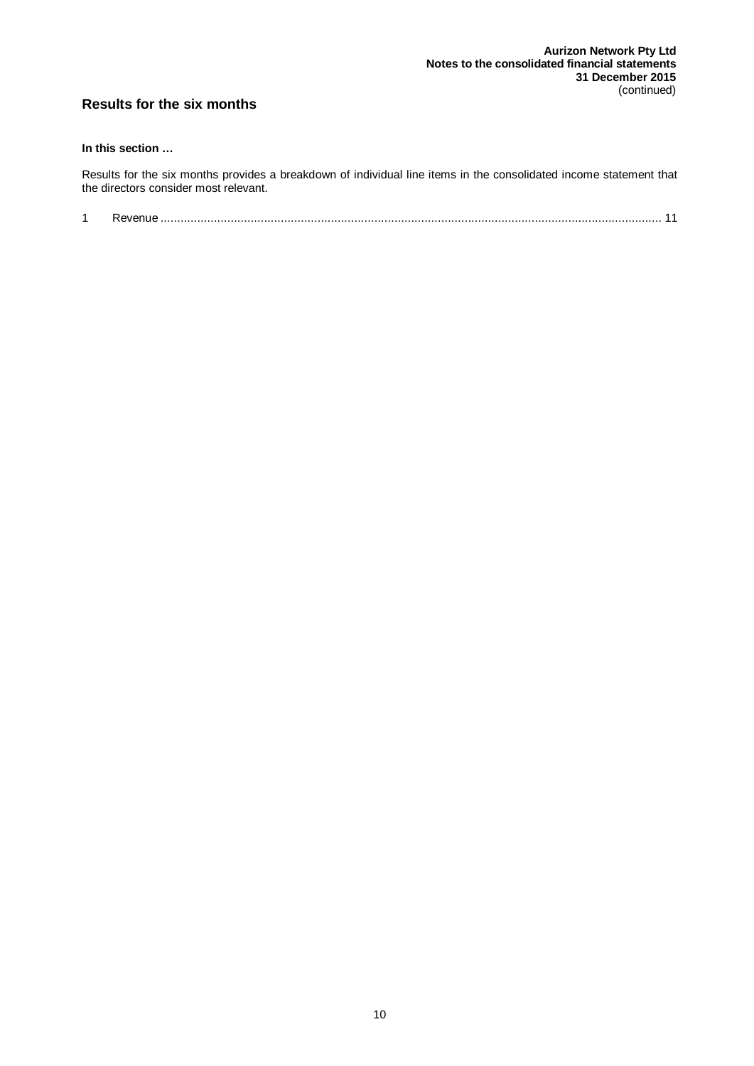## Results for the six months

**In this section …**

Results for the six months provides a breakdown of individual line items in the consolidated income statement that the directors consider most relevant.

1 Revenue ........................................................................................................................................................ 11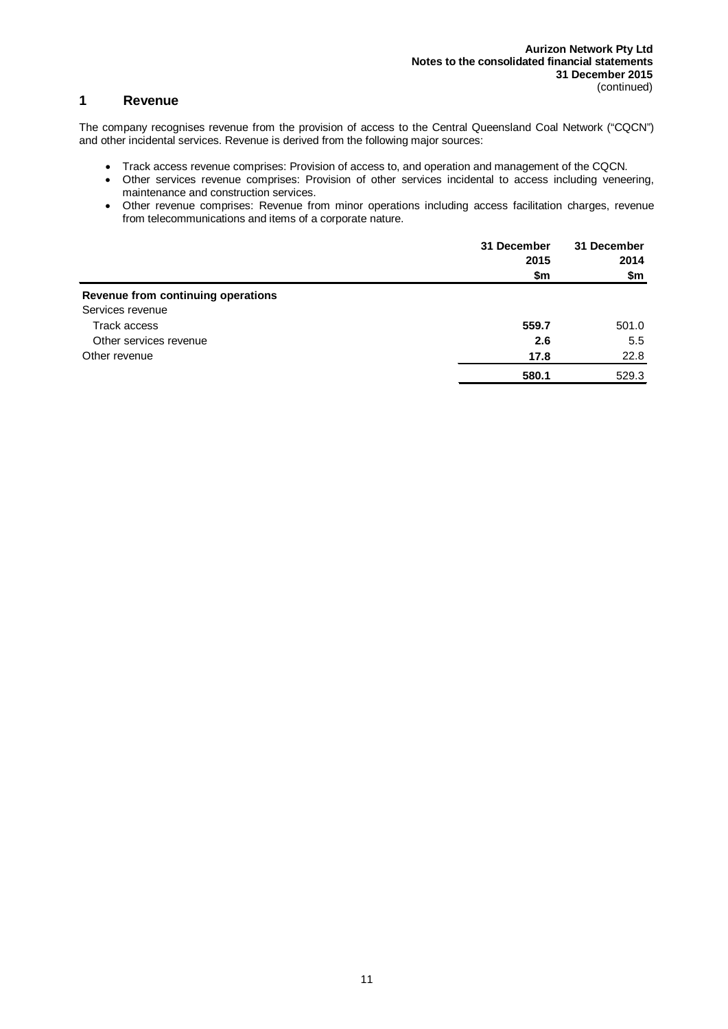## 1 Revenue

The company recognises revenue from the provision of access to the Central Queensland Coal Network ("CQCN") and other incidental services. Revenue is derived from the following major sources:

- Track access revenue comprises: Provision of access to, and operation and management of the CQCN.
- Other services revenue comprises: Provision of other services incidental to access including veneering, maintenance and construction services.
- Other revenue comprises: Revenue from minor operations including access facilitation charges, revenue from telecommunications and items of a corporate nature.

| | 31 December 2015 $m | 31 December 2014 $m |
|---|---|---|
| **Revenue from continuing operations** | | |
| Services revenue | | |
| Track access | **559.7** | 501.0 |
| Other services revenue | **2.6** | 5.5 |
| Other revenue | **17.8** | 22.8 |
| | **580.1** | 529.3 |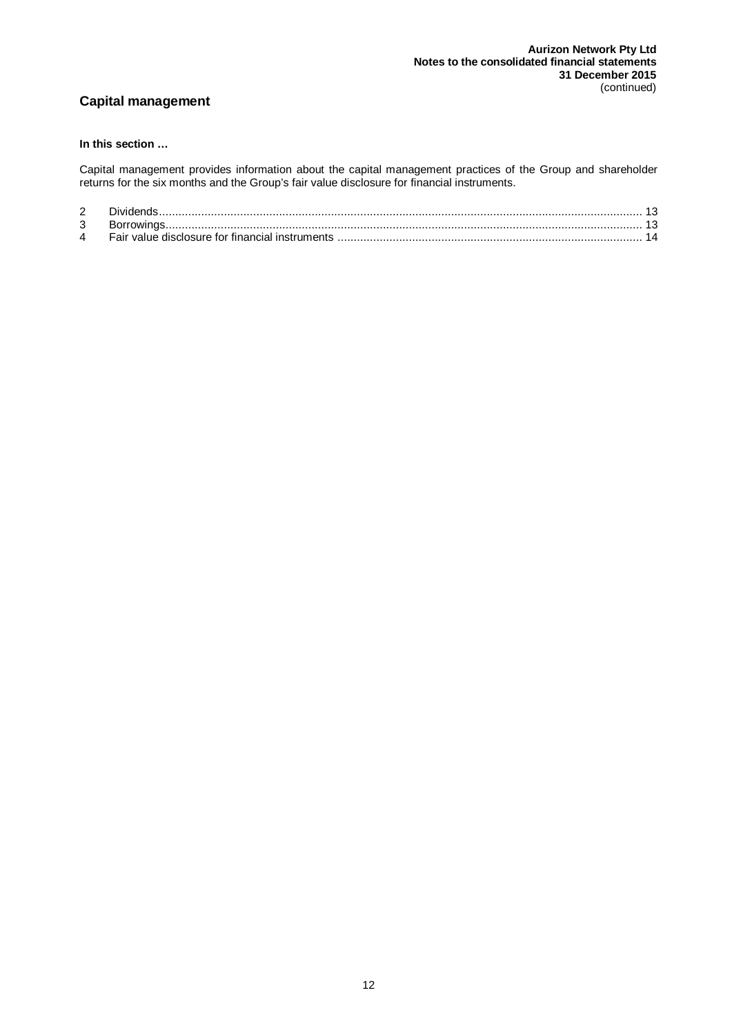## Capital management

**In this section …**

Capital management provides information about the capital management practices of the Group and shareholder returns for the six months and the Group's fair value disclosure for financial instruments.

| | | |
|---|---|---|
| 2 | Dividends | 13 |
| 3 | Borrowings | 13 |
| 4 | Fair value disclosure for financial instruments | 14 |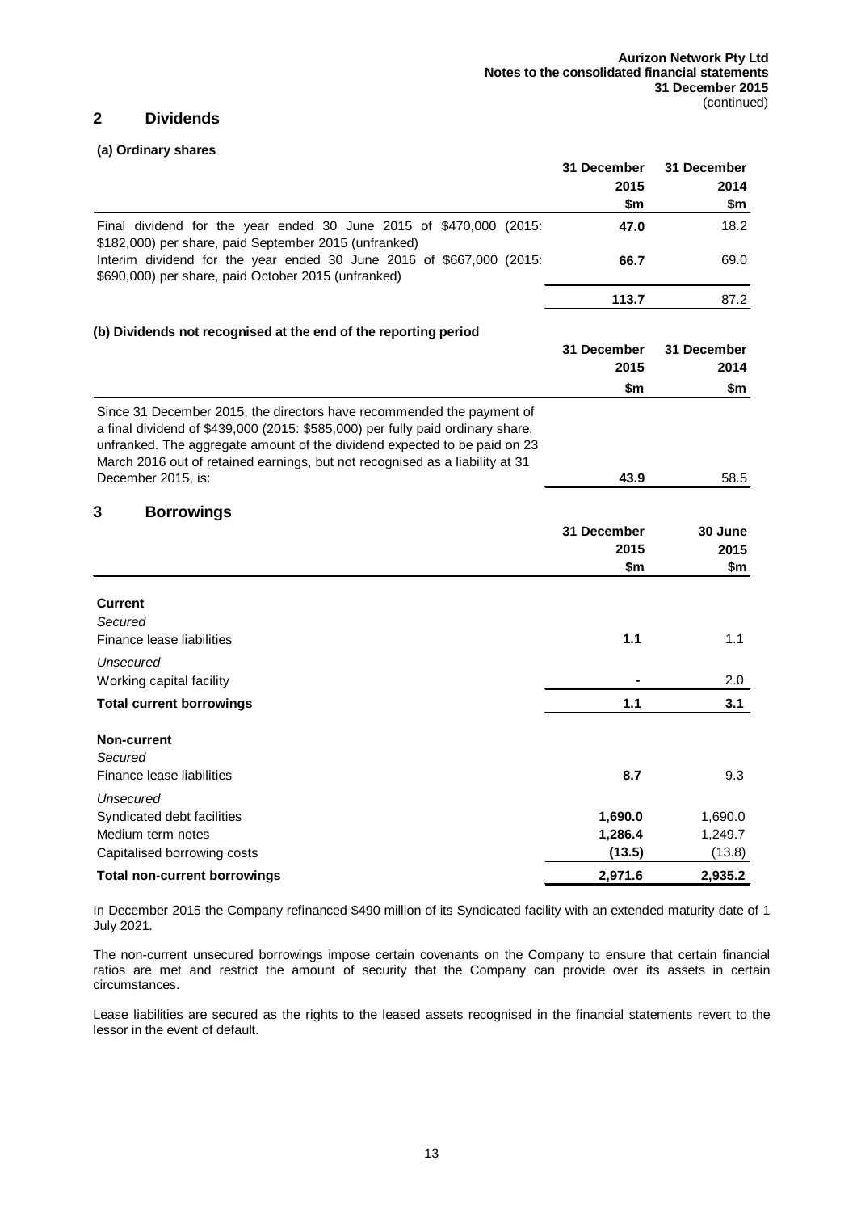## 2 Dividends

**(a) Ordinary shares**

| | 31 December 2015 $m | 31 December 2014 $m |
|---|---|---|
| Final dividend for the year ended 30 June 2015 of $470,000 (2015: $182,000) per share, paid September 2015 (unfranked) | **47.0** | 18.2 |
| Interim dividend for the year ended 30 June 2016 of $667,000 (2015: $690,000) per share, paid October 2015 (unfranked) | **66.7** | 69.0 |
| | **113.7** | 87.2 |

**(b) Dividends not recognised at the end of the reporting period**

| | 31 December 2015 $m | 31 December 2014 $m |
|---|---|---|
| Since 31 December 2015, the directors have recommended the payment of a final dividend of $439,000 (2015: $585,000) per fully paid ordinary share, unfranked. The aggregate amount of the dividend expected to be paid on 23 March 2016 out of retained earnings, but not recognised as a liability at 31 December 2015, is: | **43.9** | 58.5 |

## 3 Borrowings

| | 31 December 2015 $m | 30 June 2015 $m |
|---|---|---|
| **Current** | | |
| *Secured* | | |
| Finance lease liabilities | **1.1** | 1.1 |
| *Unsecured* | | |
| Working capital facility | **-** | 2.0 |
| **Total current borrowings** | **1.1** | **3.1** |
| **Non-current** | | |
| *Secured* | | |
| Finance lease liabilities | **8.7** | 9.3 |
| *Unsecured* | | |
| Syndicated debt facilities | **1,690.0** | 1,690.0 |
| Medium term notes | **1,286.4** | 1,249.7 |
| Capitalised borrowing costs | **(13.5)** | (13.8) |
| **Total non-current borrowings** | **2,971.6** | **2,935.2** |

In December 2015 the Company refinanced $490 million of its Syndicated facility with an extended maturity date of 1 July 2021.

The non-current unsecured borrowings impose certain covenants on the Company to ensure that certain financial ratios are met and restrict the amount of security that the Company can provide over its assets in certain circumstances.

Lease liabilities are secured as the rights to the leased assets recognised in the financial statements revert to the lessor in the event of default.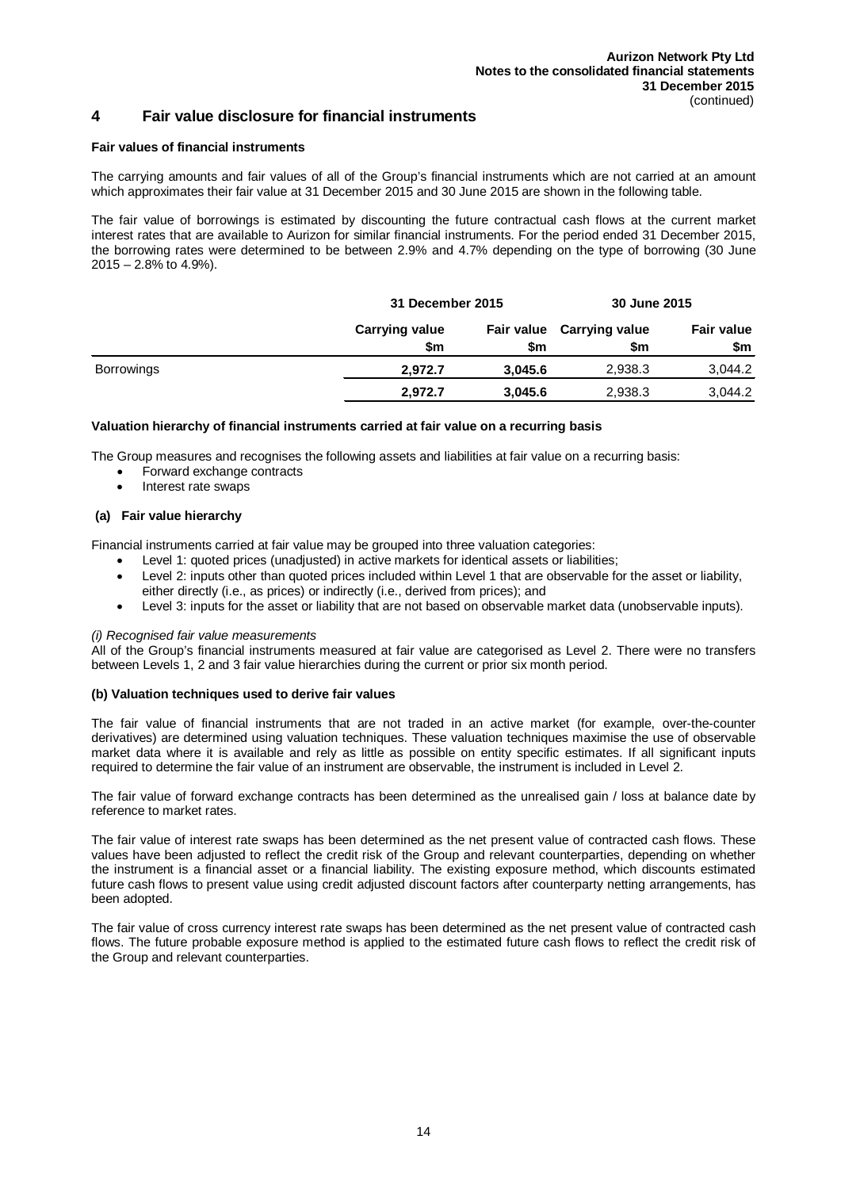## 4 Fair value disclosure for financial instruments

**Fair values of financial instruments**

The carrying amounts and fair values of all of the Group's financial instruments which are not carried at an amount which approximates their fair value at 31 December 2015 and 30 June 2015 are shown in the following table.

The fair value of borrowings is estimated by discounting the future contractual cash flows at the current market interest rates that are available to Aurizon for similar financial instruments. For the period ended 31 December 2015, the borrowing rates were determined to be between 2.9% and 4.7% depending on the type of borrowing (30 June 2015 – 2.8% to 4.9%).

| | 31 December 2015 | | 30 June 2015 | |
|---|---|---|---|---|
| | Carrying value $m | Fair value $m | Carrying value $m | Fair value $m |
| Borrowings | **2,972.7** | **3,045.6** | 2,938.3 | 3,044.2 |
| | **2,972.7** | **3,045.6** | 2,938.3 | 3,044.2 |

**Valuation hierarchy of financial instruments carried at fair value on a recurring basis**

The Group measures and recognises the following assets and liabilities at fair value on a recurring basis:

- Forward exchange contracts
- Interest rate swaps

**(a) Fair value hierarchy**

Financial instruments carried at fair value may be grouped into three valuation categories:

- Level 1: quoted prices (unadjusted) in active markets for identical assets or liabilities;
- Level 2: inputs other than quoted prices included within Level 1 that are observable for the asset or liability, either directly (i.e., as prices) or indirectly (i.e., derived from prices); and
- Level 3: inputs for the asset or liability that are not based on observable market data (unobservable inputs).

*(i) Recognised fair value measurements*

All of the Group's financial instruments measured at fair value are categorised as Level 2. There were no transfers between Levels 1, 2 and 3 fair value hierarchies during the current or prior six month period.

**(b) Valuation techniques used to derive fair values**

The fair value of financial instruments that are not traded in an active market (for example, over-the-counter derivatives) are determined using valuation techniques. These valuation techniques maximise the use of observable market data where it is available and rely as little as possible on entity specific estimates. If all significant inputs required to determine the fair value of an instrument are observable, the instrument is included in Level 2.

The fair value of forward exchange contracts has been determined as the unrealised gain / loss at balance date by reference to market rates.

The fair value of interest rate swaps has been determined as the net present value of contracted cash flows. These values have been adjusted to reflect the credit risk of the Group and relevant counterparties, depending on whether the instrument is a financial asset or a financial liability. The existing exposure method, which discounts estimated future cash flows to present value using credit adjusted discount factors after counterparty netting arrangements, has been adopted.

The fair value of cross currency interest rate swaps has been determined as the net present value of contracted cash flows. The future probable exposure method is applied to the estimated future cash flows to reflect the credit risk of the Group and relevant counterparties.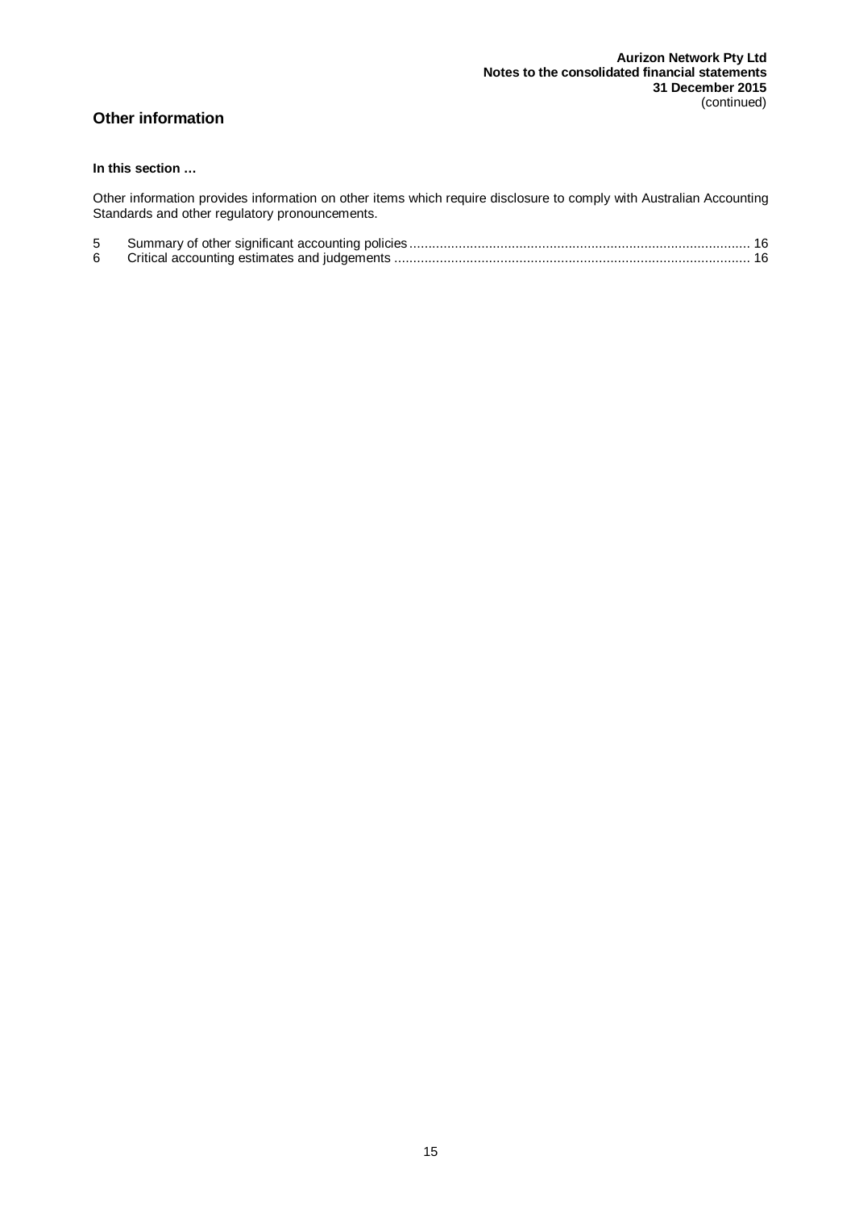## Other information

**In this section …**

Other information provides information on other items which require disclosure to comply with Australian Accounting Standards and other regulatory pronouncements.

| | | |
|---|---|---|
| 5 | Summary of other significant accounting policies | 16 |
| 6 | Critical accounting estimates and judgements | 16 |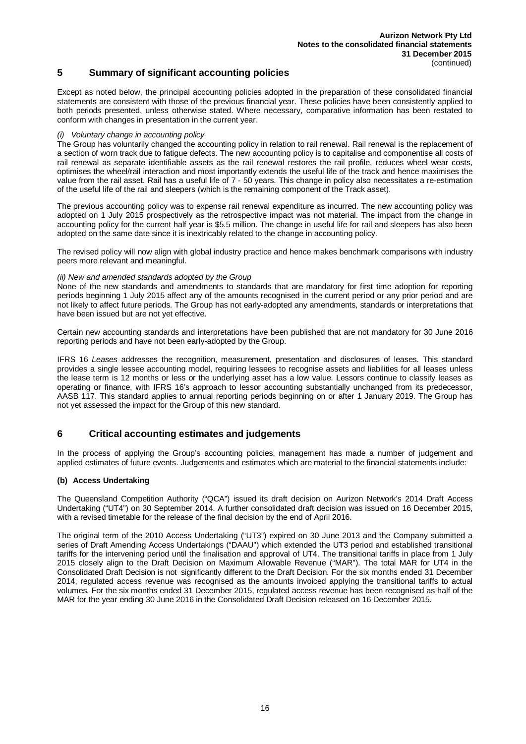## 5 Summary of significant accounting policies

Except as noted below, the principal accounting policies adopted in the preparation of these consolidated financial statements are consistent with those of the previous financial year. These policies have been consistently applied to both periods presented, unless otherwise stated. Where necessary, comparative information has been restated to conform with changes in presentation in the current year.

*(i) Voluntary change in accounting policy*

The Group has voluntarily changed the accounting policy in relation to rail renewal. Rail renewal is the replacement of a section of worn track due to fatigue defects. The new accounting policy is to capitalise and componentise all costs of rail renewal as separate identifiable assets as the rail renewal restores the rail profile, reduces wheel wear costs, optimises the wheel/rail interaction and most importantly extends the useful life of the track and hence maximises the value from the rail asset. Rail has a useful life of 7 - 50 years. This change in policy also necessitates a re-estimation of the useful life of the rail and sleepers (which is the remaining component of the Track asset).

The previous accounting policy was to expense rail renewal expenditure as incurred. The new accounting policy was adopted on 1 July 2015 prospectively as the retrospective impact was not material. The impact from the change in accounting policy for the current half year is $5.5 million. The change in useful life for rail and sleepers has also been adopted on the same date since it is inextricably related to the change in accounting policy.

The revised policy will now align with global industry practice and hence makes benchmark comparisons with industry peers more relevant and meaningful.

*(ii) New and amended standards adopted by the Group*

None of the new standards and amendments to standards that are mandatory for first time adoption for reporting periods beginning 1 July 2015 affect any of the amounts recognised in the current period or any prior period and are not likely to affect future periods. The Group has not early-adopted any amendments, standards or interpretations that have been issued but are not yet effective.

Certain new accounting standards and interpretations have been published that are not mandatory for 30 June 2016 reporting periods and have not been early-adopted by the Group.

IFRS 16 *Leases* addresses the recognition, measurement, presentation and disclosures of leases. This standard provides a single lessee accounting model, requiring lessees to recognise assets and liabilities for all leases unless the lease term is 12 months or less or the underlying asset has a low value. Lessors continue to classify leases as operating or finance, with IFRS 16's approach to lessor accounting substantially unchanged from its predecessor, AASB 117. This standard applies to annual reporting periods beginning on or after 1 January 2019. The Group has not yet assessed the impact for the Group of this new standard.

## 6 Critical accounting estimates and judgements

In the process of applying the Group's accounting policies, management has made a number of judgement and applied estimates of future events. Judgements and estimates which are material to the financial statements include:

**(b) Access Undertaking**

The Queensland Competition Authority ("QCA") issued its draft decision on Aurizon Network's 2014 Draft Access Undertaking ("UT4") on 30 September 2014. A further consolidated draft decision was issued on 16 December 2015, with a revised timetable for the release of the final decision by the end of April 2016.

The original term of the 2010 Access Undertaking ("UT3") expired on 30 June 2013 and the Company submitted a series of Draft Amending Access Undertakings ("DAAU") which extended the UT3 period and established transitional tariffs for the intervening period until the finalisation and approval of UT4. The transitional tariffs in place from 1 July 2015 closely align to the Draft Decision on Maximum Allowable Revenue ("MAR"). The total MAR for UT4 in the Consolidated Draft Decision is not significantly different to the Draft Decision. For the six months ended 31 December 2014, regulated access revenue was recognised as the amounts invoiced applying the transitional tariffs to actual volumes. For the six months ended 31 December 2015, regulated access revenue has been recognised as half of the MAR for the year ending 30 June 2016 in the Consolidated Draft Decision released on 16 December 2015.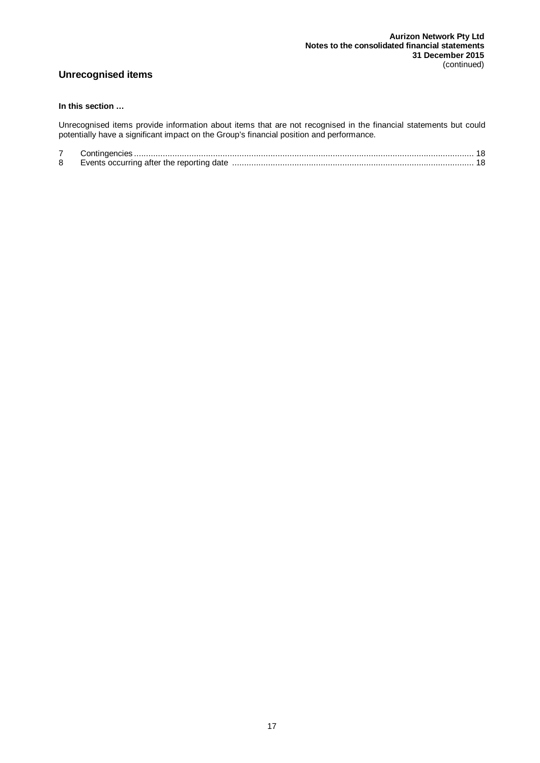## Unrecognised items

**In this section …**

Unrecognised items provide information about items that are not recognised in the financial statements but could potentially have a significant impact on the Group's financial position and performance.

| | | |
|---|---|---|
| 7 | Contingencies | 18 |
| 8 | Events occurring after the reporting date | 18 |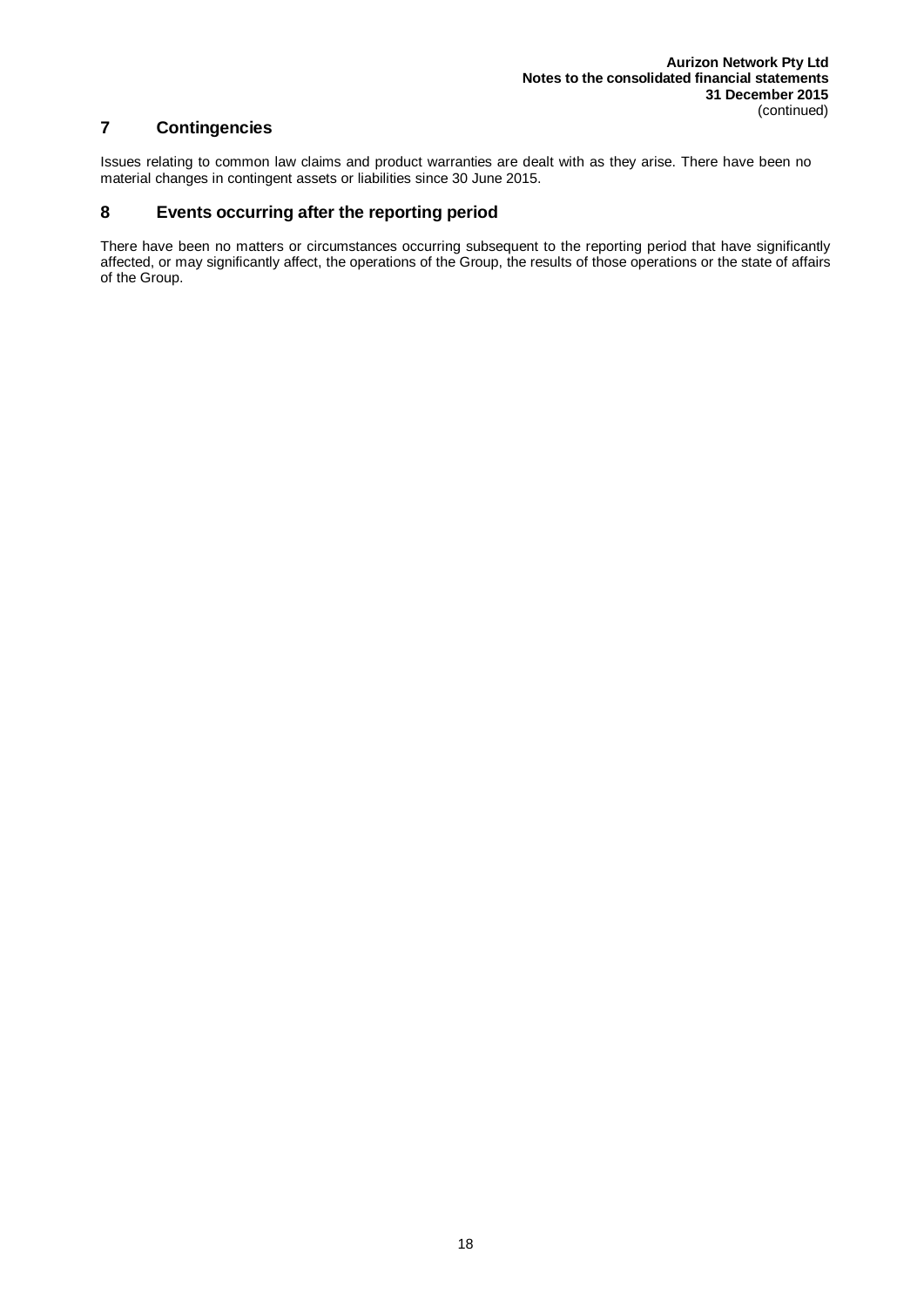## 7 Contingencies

Issues relating to common law claims and product warranties are dealt with as they arise. There have been no material changes in contingent assets or liabilities since 30 June 2015.

## 8 Events occurring after the reporting period

There have been no matters or circumstances occurring subsequent to the reporting period that have significantly affected, or may significantly affect, the operations of the Group, the results of those operations or the state of affairs of the Group.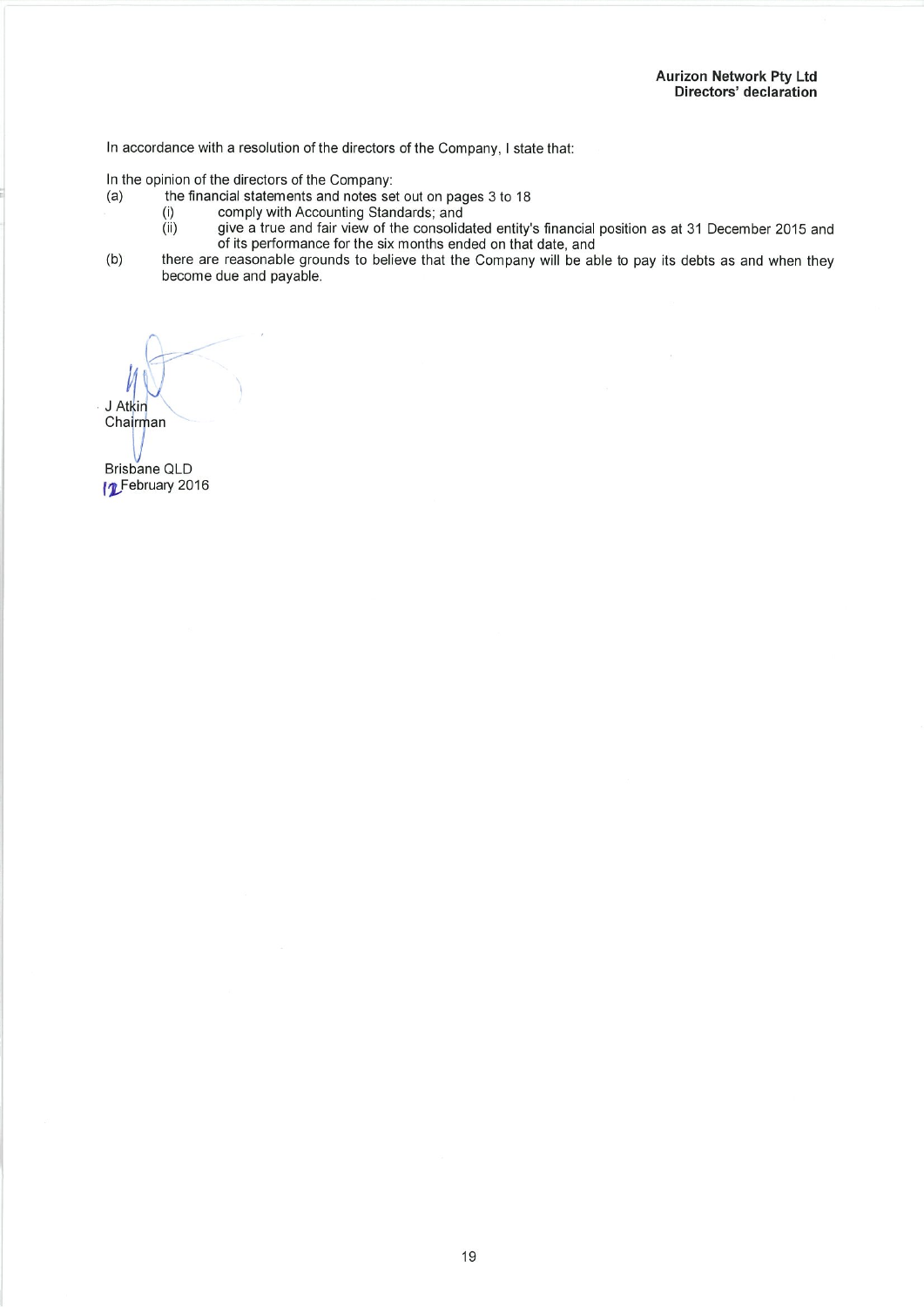**Aurizon Network Pty Ltd**
**Directors' declaration**

In accordance with a resolution of the directors of the Company, I state that:

In the opinion of the directors of the Company:

(a) the financial statements and notes set out on pages 3 to 18

  (i) comply with Accounting Standards; and

  (ii) give a true and fair view of the consolidated entity's financial position as at 31 December 2015 and of its performance for the six months ended on that date, and

(b) there are reasonable grounds to believe that the Company will be able to pay its debts as and when they become due and payable.

J Atkin
Chairman

Brisbane QLD
12 February 2016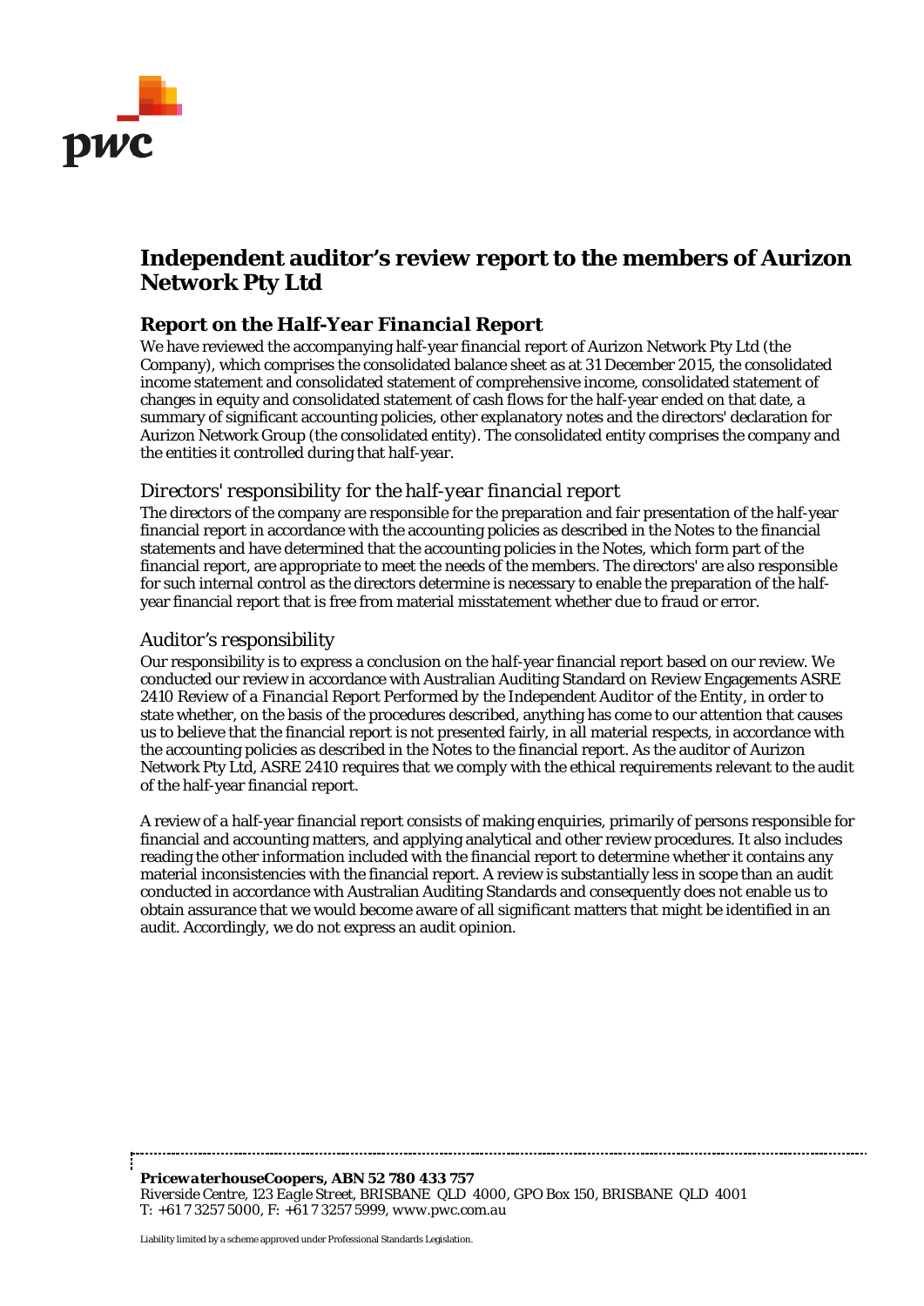# Independent auditor's review report to the members of Aurizon Network Pty Ltd

## Report on the *Half-Year Financial Report*

We have reviewed the accompanying half-year financial report of Aurizon Network Pty Ltd (the Company), which comprises the consolidated balance sheet as at 31 December 2015, the consolidated income statement and consolidated statement of comprehensive income, consolidated statement of changes in equity and consolidated statement of cash flows for the half-year ended on that date, a summary of significant accounting policies, other explanatory notes and the directors' declaration for Aurizon Network Group (the consolidated entity). The consolidated entity comprises the company and the entities it controlled during that half-year.

### *Directors' responsibility for the half-year financial report*

The directors of the company are responsible for the preparation and fair presentation of the half-year financial report in accordance with the accounting policies as described in the Notes to the financial statements and have determined that the accounting policies in the Notes, which form part of the financial report, are appropriate to meet the needs of the members. The directors' are also responsible for such internal control as the directors determine is necessary to enable the preparation of the half-year financial report that is free from material misstatement whether due to fraud or error.

### *Auditor's responsibility*

Our responsibility is to express a conclusion on the half-year financial report based on our review. We conducted our review in accordance with Australian Auditing Standard on Review Engagements ASRE 2410 *Review of a Financial Report Performed by the Independent Auditor of the Entity*, in order to state whether, on the basis of the procedures described, anything has come to our attention that causes us to believe that the financial report is not presented fairly, in all material respects, in accordance with the accounting policies as described in the Notes to the financial report. As the auditor of Aurizon Network Pty Ltd, ASRE 2410 requires that we comply with the ethical requirements relevant to the audit of the half-year financial report.

A review of a half-year financial report consists of making enquiries, primarily of persons responsible for financial and accounting matters, and applying analytical and other review procedures. It also includes reading the other information included with the financial report to determine whether it contains any material inconsistencies with the financial report. A review is substantially less in scope than an audit conducted in accordance with Australian Auditing Standards and consequently does not enable us to obtain assurance that we would become aware of all significant matters that might be identified in an audit. Accordingly, we do not express an audit opinion.

***PricewaterhouseCoopers, ABN 52 780 433 757***
*Riverside Centre, 123 Eagle Street, BRISBANE QLD 4000, GPO Box 150, BRISBANE QLD 4001*
*T: +61 7 3257 5000, F: +61 7 3257 5999, www.pwc.com.au*

Liability limited by a scheme approved under Professional Standards Legislation.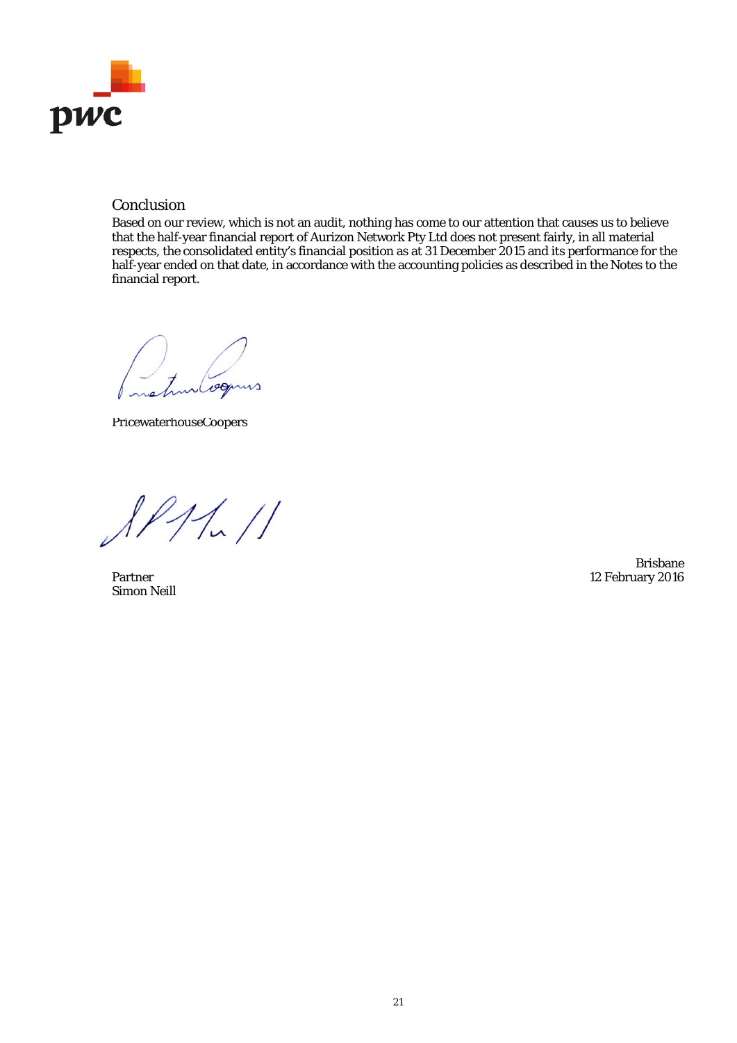## Conclusion

Based on our review, which is not an audit, nothing has come to our attention that causes us to believe that the half-year financial report of Aurizon Network Pty Ltd does not present fairly, in all material respects, the consolidated entity's financial position as at 31 December 2015 and its performance for the half-year ended on that date, in accordance with the accounting policies as described in the Notes to the financial report.

PricewaterhouseCoopers

Partner
Simon Neill

Brisbane
12 February 2016